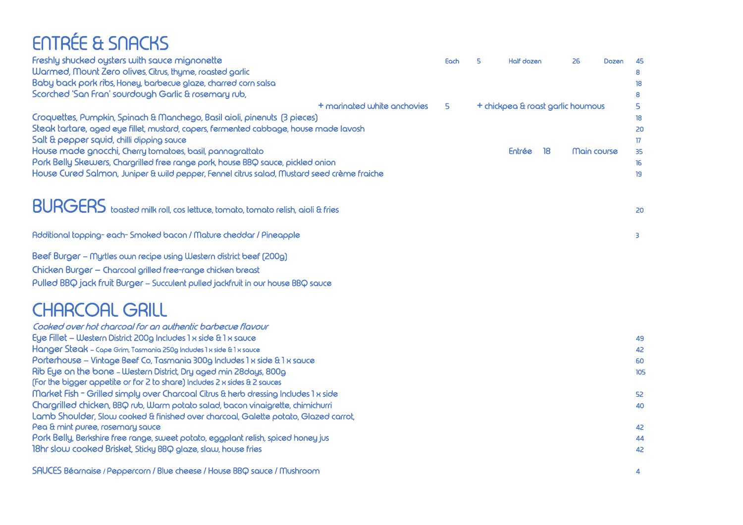# ENTRÉE & SNACKS

Freshly shucked oysters with sauce mignonette — Each 5 / Half dozen 26 / Dozen 45

Warmed, Mount Zero olives, Citrus, thyme, roasted garlic — 8

Baby back pork ribs, Honey, barbecue glaze, charred corn salsa — 18

Scorched 'San Fran' sourdough Garlic & rosemary rub, — 8

+ marinated white anchovies 5 / + chickpea & roast garlic houmous 5

Croquettes, Pumpkin, Spinach & Manchego, Basil aioli, pinenuts (3 pieces) — 18

Steak tartare, aged eye fillet, mustard, capers, fermented cabbage, house made lavosh — 20

Salt & pepper squid, chilli dipping sauce — 17

House made gnocchi, Cherry tomatoes, basil, pannagrattato — Entrée 18 / Main course 35

Pork Belly Skewers, Chargrilled free range pork, house BBQ sauce, pickled onion — 16

House Cured Salmon, Juniper & wild pepper, Fennel citrus salad, Mustard seed crème fraiche — 19

# BURGERS

toasted milk roll, cos lettuce, tomato, tomato relish, aioli & fries — 20

Additional topping- each- Smoked bacon / Mature cheddar / Pineapple — 3

Beef Burger – Myrtles own recipe using Western district beef (200g)

Chicken Burger – Charcoal grilled free-range chicken breast

Pulled BBQ jack fruit Burger – Succulent pulled jackfruit in our house BBQ sauce

# CHARCOAL GRILL

*Cooked over hot charcoal for an authentic barbecue flavour*

Eye Fillet – Western District 200g Includes 1 x side & 1 x sauce — 49

Hanger Steak – Cape Grim, Tasmania 250g Includes 1 x side & 1 x sauce — 42

Porterhouse – Vintage Beef Co, Tasmania 300g Includes 1 x side & 1 x sauce — 60

Rib Eye on the bone – Western District, Dry aged min 28days, 800g (For the bigger appetite or for 2 to share) Includes 2 x sides & 2 sauces — 105

Market Fish - Grilled simply over Charcoal Citrus & herb dressing Includes 1 x side — 52

Chargrilled chicken, BBQ rub, Warm potato salad, bacon vinaigrette, chimichurri — 40

Lamb Shoulder, Slow cooked & finished over charcoal, Galette potato, Glazed carrot, Pea & mint puree, rosemary sauce — 42

Pork Belly, Berkshire free range, sweet potato, eggplant relish, spiced honey jus — 44

18hr slow cooked Brisket, Sticky BBQ glaze, slaw, house fries — 42

SAUCES Béarnaise / Peppercorn / Blue cheese / House BBQ sauce / Mushroom — 4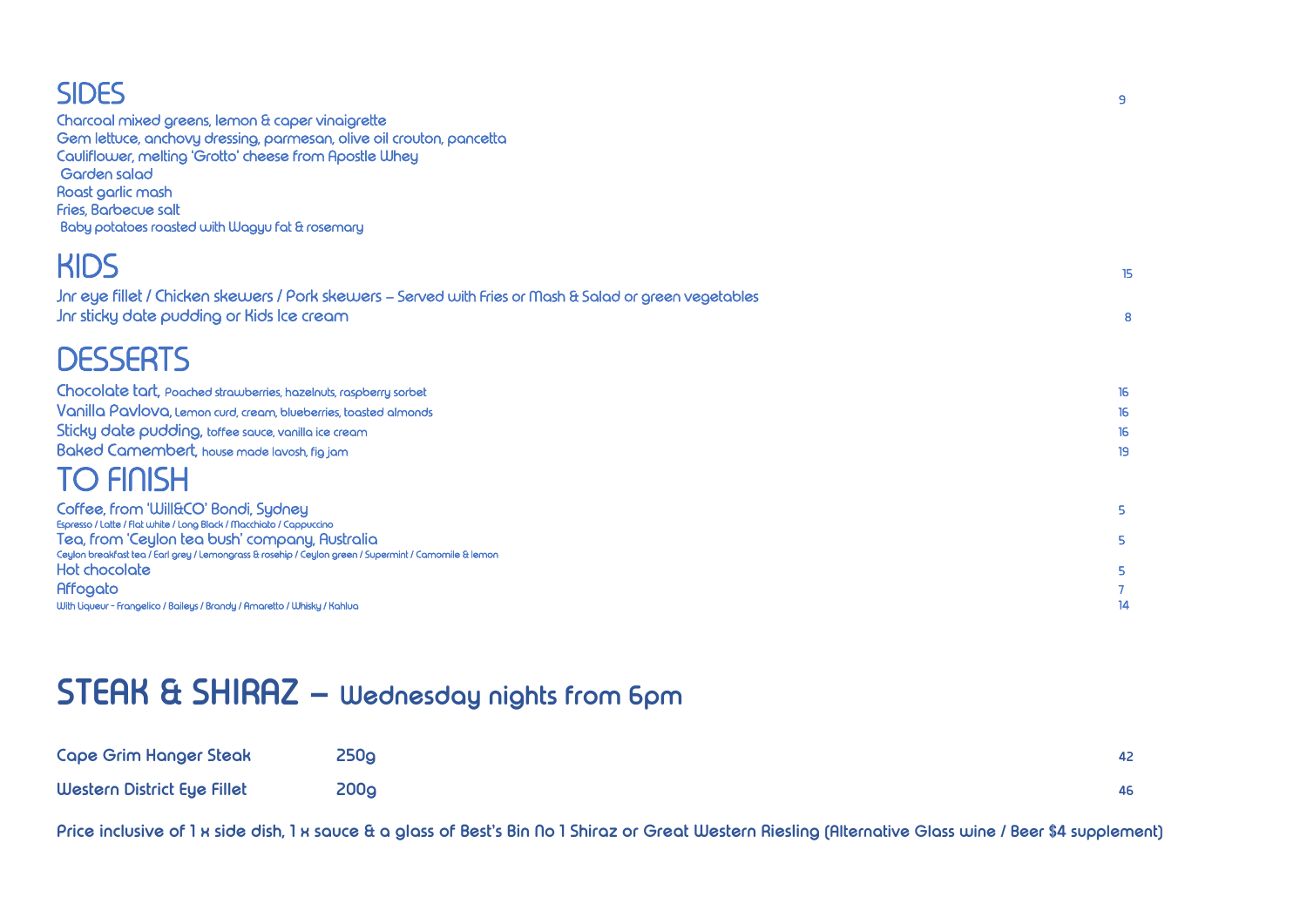## SIDES

9

Charcoal mixed greens, lemon & caper vinaigrette
Gem lettuce, anchovy dressing, parmesan, olive oil crouton, pancetta
Cauliflower, melting 'Grotto' cheese from Apostle Whey
Garden salad
Roast garlic mash
Fries, Barbecue salt
Baby potatoes roasted with Wagyu fat & rosemary

## KIDS

| | |
|---|---|
| Jnr eye fillet / Chicken skewers / Pork skewers – Served with Fries or Mash & Salad or green vegetables | 15 |
| Jnr sticky date pudding or Kids Ice cream | 8 |

## DESSERTS

| | |
|---|---|
| **Chocolate tart**, Poached strawberries, hazelnuts, raspberry sorbet | 16 |
| **Vanilla Pavlova**, Lemon curd, cream, blueberries, toasted almonds | 16 |
| **Sticky date pudding**, toffee sauce, vanilla ice cream | 16 |
| **Baked Camembert**, house made lavosh, fig jam | 19 |

## TO FINISH

| | |
|---|---|
| Coffee, from 'Will&CO' Bondi, Sydney<br>Espresso / Latte / Flat white / Long Black / Macchiato / Cappuccino | 5 |
| Tea, from 'Ceylon tea bush' company, Australia<br>Ceylon breakfast tea / Earl grey / Lemongrass & rosehip / Ceylon green / Supermint / Camomile & lemon | 5 |
| Hot chocolate | 5 |
| Affogato | 7 |
| With Liqueur - Frangelico / Baileys / Brandy / Amaretto / Whisky / Kahlua | 14 |

## STEAK & SHIRAZ – Wednesday nights from 6pm

| | | |
|---|---|---|
| **Cape Grim Hanger Steak** | **250g** | 42 |
| **Western District Eye Fillet** | **200g** | 46 |

**Price inclusive of 1 x side dish, 1 x sauce & a glass of Best's Bin No 1 Shiraz or Great Western Riesling (Alternative Glass wine / Beer $4 supplement)**